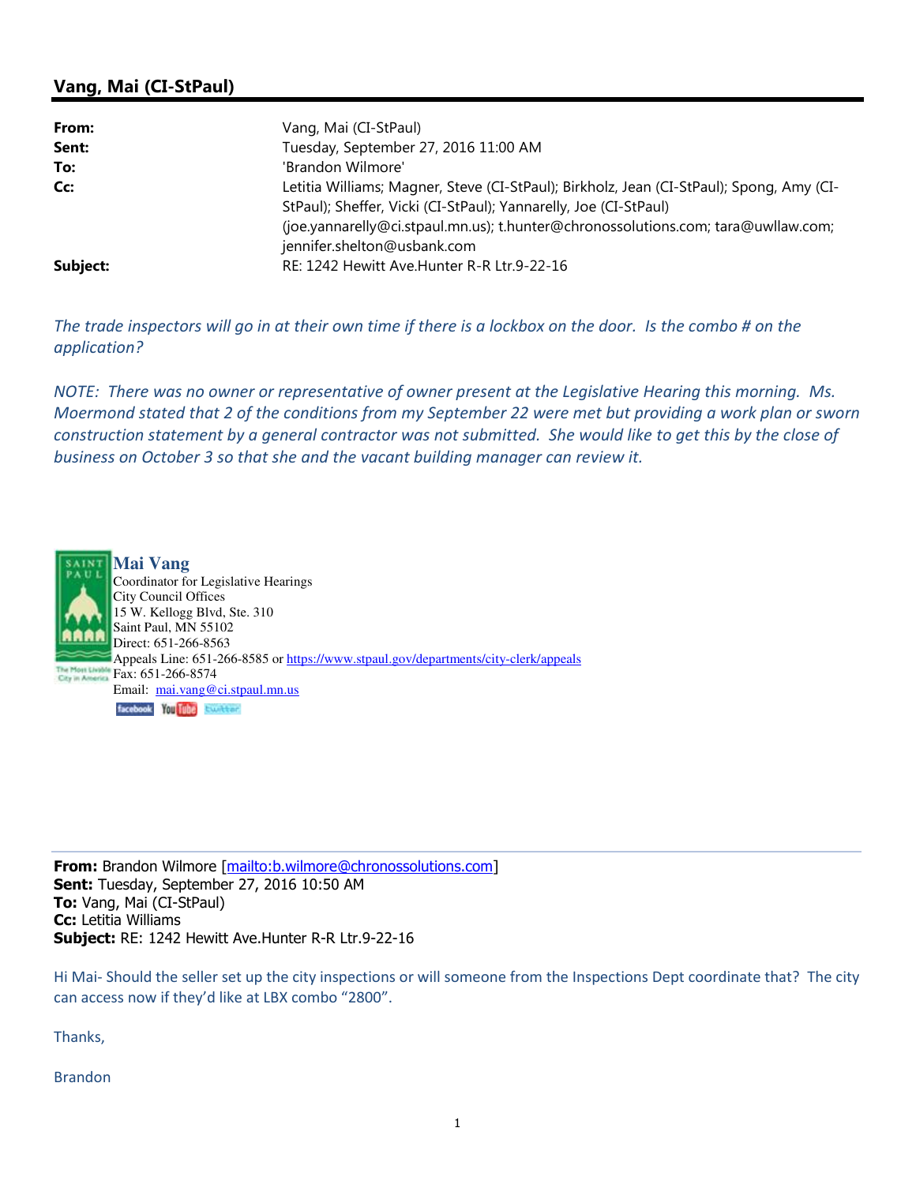## Vang, Mai (CI-StPaul)

| | |
|---|---|
| **From:** | Vang, Mai (CI-StPaul) |
| **Sent:** | Tuesday, September 27, 2016 11:00 AM |
| **To:** | 'Brandon Wilmore' |
| **Cc:** | Letitia Williams; Magner, Steve (CI-StPaul); Birkholz, Jean (CI-StPaul); Spong, Amy (CI-StPaul); Sheffer, Vicki (CI-StPaul); Yannarelly, Joe (CI-StPaul) (joe.yannarelly@ci.stpaul.mn.us); t.hunter@chronossolutions.com; tara@uwllaw.com; jennifer.shelton@usbank.com |
| **Subject:** | RE: 1242 Hewitt Ave.Hunter R-R Ltr.9-22-16 |

*The trade inspectors will go in at their own time if there is a lockbox on the door. Is the combo # on the application?*

*NOTE: There was no owner or representative of owner present at the Legislative Hearing this morning. Ms. Moermond stated that 2 of the conditions from my September 22 were met but providing a work plan or sworn construction statement by a general contractor was not submitted. She would like to get this by the close of business on October 3 so that she and the vacant building manager can review it.*

**Mai Vang**
Coordinator for Legislative Hearings
City Council Offices
15 W. Kellogg Blvd, Ste. 310
Saint Paul, MN 55102
Direct: 651-266-8563
Appeals Line: 651-266-8585 or https://www.stpaul.gov/departments/city-clerk/appeals
Fax: 651-266-8574
Email: mai.vang@ci.stpaul.mn.us

---

**From:** Brandon Wilmore [mailto:b.wilmore@chronossolutions.com]
**Sent:** Tuesday, September 27, 2016 10:50 AM
**To:** Vang, Mai (CI-StPaul)
**Cc:** Letitia Williams
**Subject:** RE: 1242 Hewitt Ave.Hunter R-R Ltr.9-22-16

Hi Mai- Should the seller set up the city inspections or will someone from the Inspections Dept coordinate that? The city can access now if they'd like at LBX combo "2800".

Thanks,

Brandon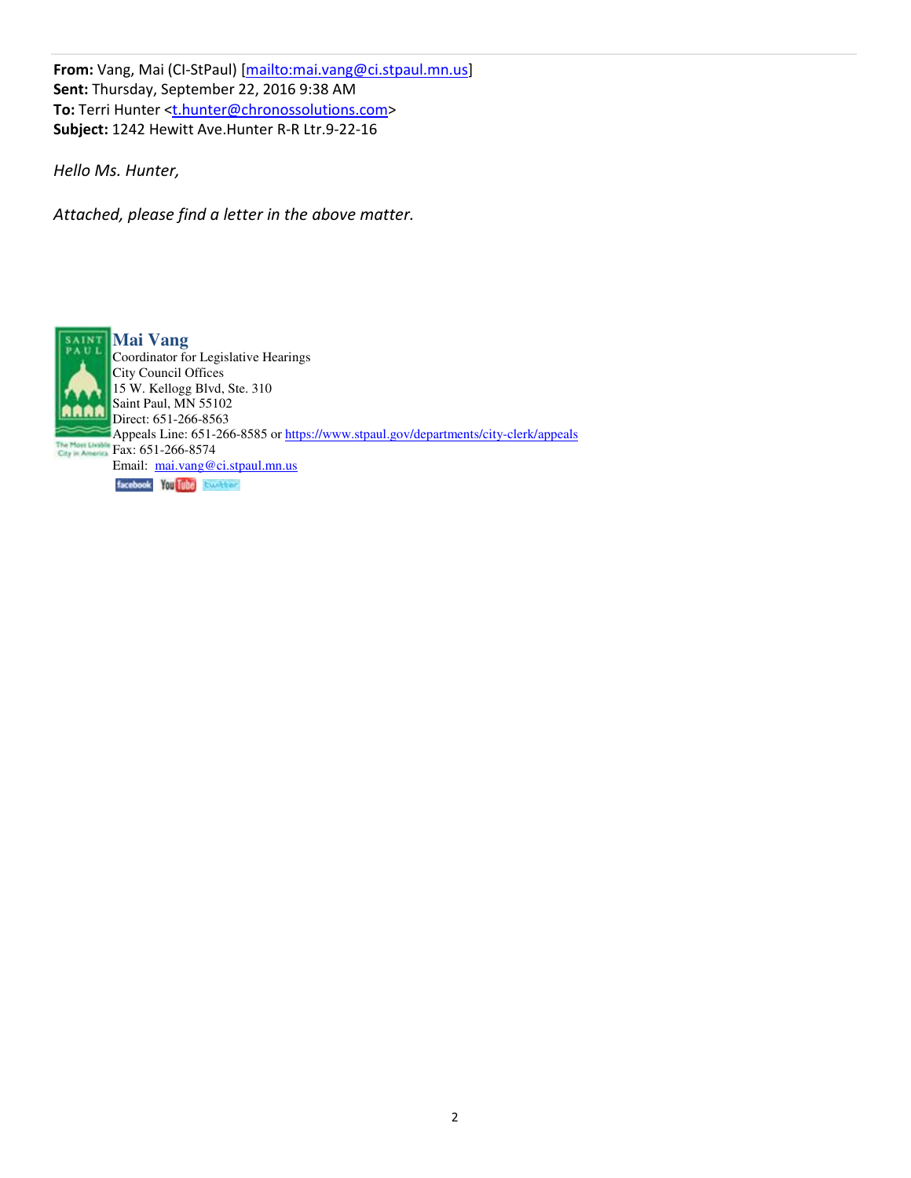**From:** Vang, Mai (CI-StPaul) [mailto:mai.vang@ci.stpaul.mn.us]
**Sent:** Thursday, September 22, 2016 9:38 AM
**To:** Terri Hunter <t.hunter@chronossolutions.com>
**Subject:** 1242 Hewitt Ave.Hunter R-R Ltr.9-22-16

*Hello Ms. Hunter,*

*Attached, please find a letter in the above matter.*

**Mai Vang**
Coordinator for Legislative Hearings
City Council Offices
15 W. Kellogg Blvd, Ste. 310
Saint Paul, MN 55102
Direct: 651-266-8563
Appeals Line: 651-266-8585 or https://www.stpaul.gov/departments/city-clerk/appeals
Fax: 651-266-8574
Email: mai.vang@ci.stpaul.mn.us